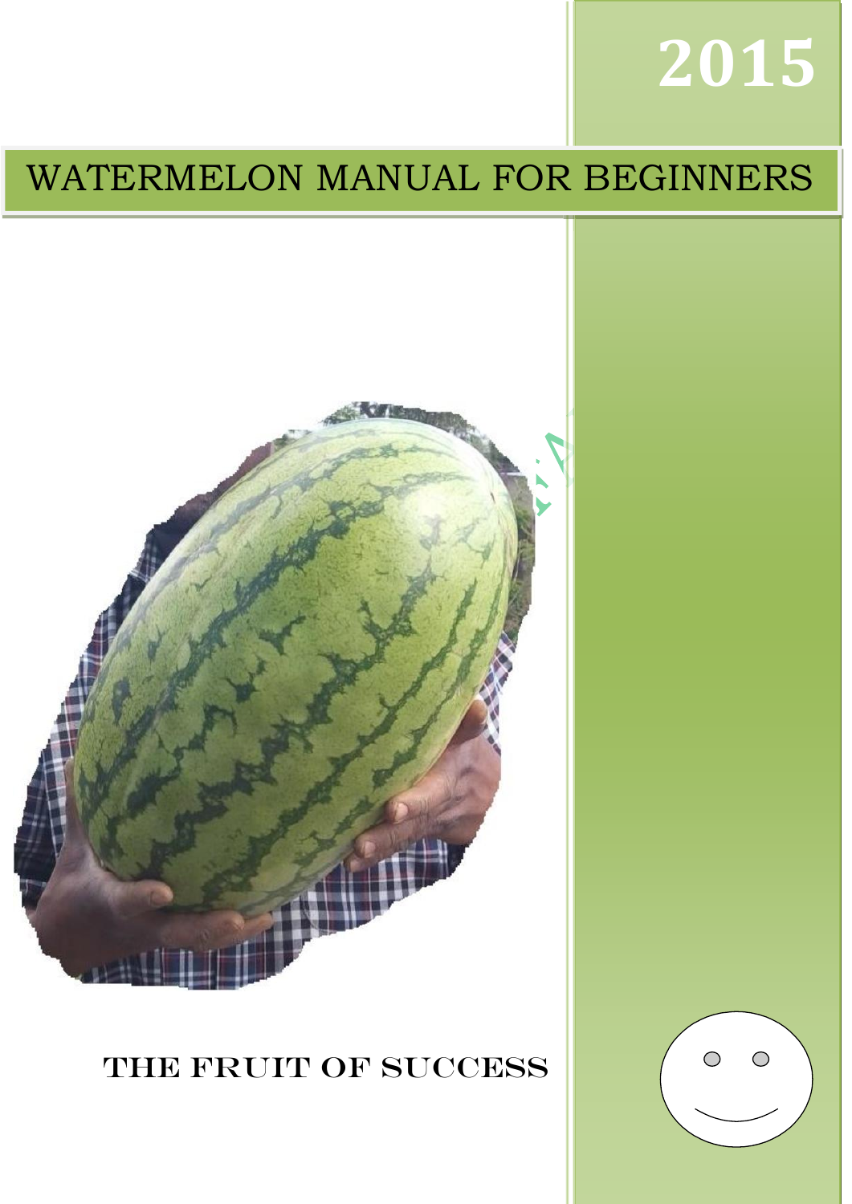2015

# WATERMELON MANUAL FOR BEGINNERS

THE FRUIT OF SUCCESS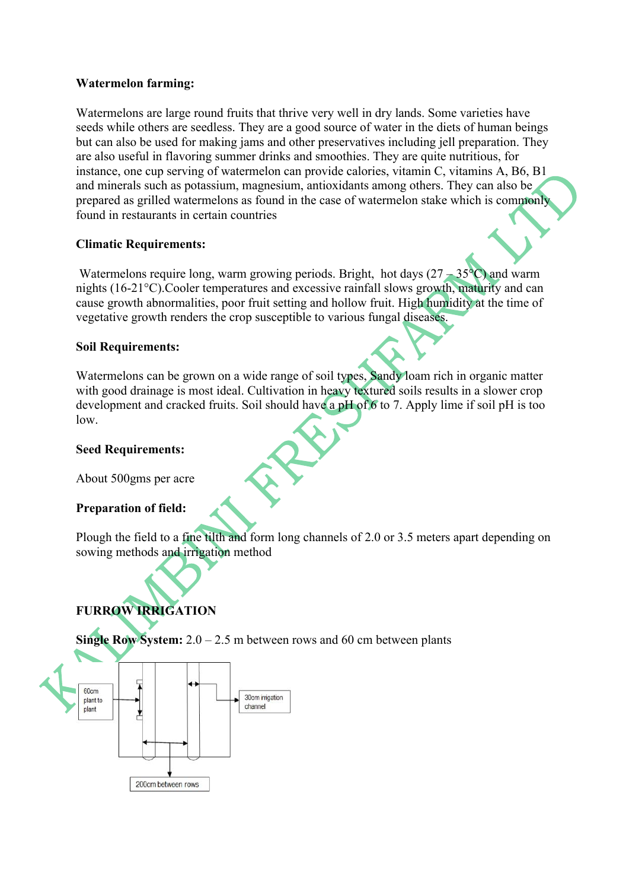**Watermelon farming:**

Watermelons are large round fruits that thrive very well in dry lands. Some varieties have seeds while others are seedless. They are a good source of water in the diets of human beings but can also be used for making jams and other preservatives including jell preparation. They are also useful in flavoring summer drinks and smoothies. They are quite nutritious, for instance, one cup serving of watermelon can provide calories, vitamin C, vitamins A, B6, B1 and minerals such as potassium, magnesium, antioxidants among others. They can also be prepared as grilled watermelons as found in the case of watermelon stake which is commonly found in restaurants in certain countries

**Climatic Requirements:**

Watermelons require long, warm growing periods. Bright, hot days (27 – 35°C) and warm nights (16-21°C).Cooler temperatures and excessive rainfall slows growth, maturity and can cause growth abnormalities, poor fruit setting and hollow fruit. High humidity at the time of vegetative growth renders the crop susceptible to various fungal diseases.

**Soil Requirements:**

Watermelons can be grown on a wide range of soil types, Sandy loam rich in organic matter with good drainage is most ideal. Cultivation in heavy textured soils results in a slower crop development and cracked fruits. Soil should have a pH of 6 to 7. Apply lime if soil pH is too low.

**Seed Requirements:**

About 500gms per acre

**Preparation of field:**

Plough the field to a fine tilth and form long channels of 2.0 or 3.5 meters apart depending on sowing methods and irrigation method

**FURROW IRRIGATION**

**Single Row System:** 2.0 – 2.5 m between rows and 60 cm between plants

60cm plant to plant

30cm irrigation channel

200cm between rows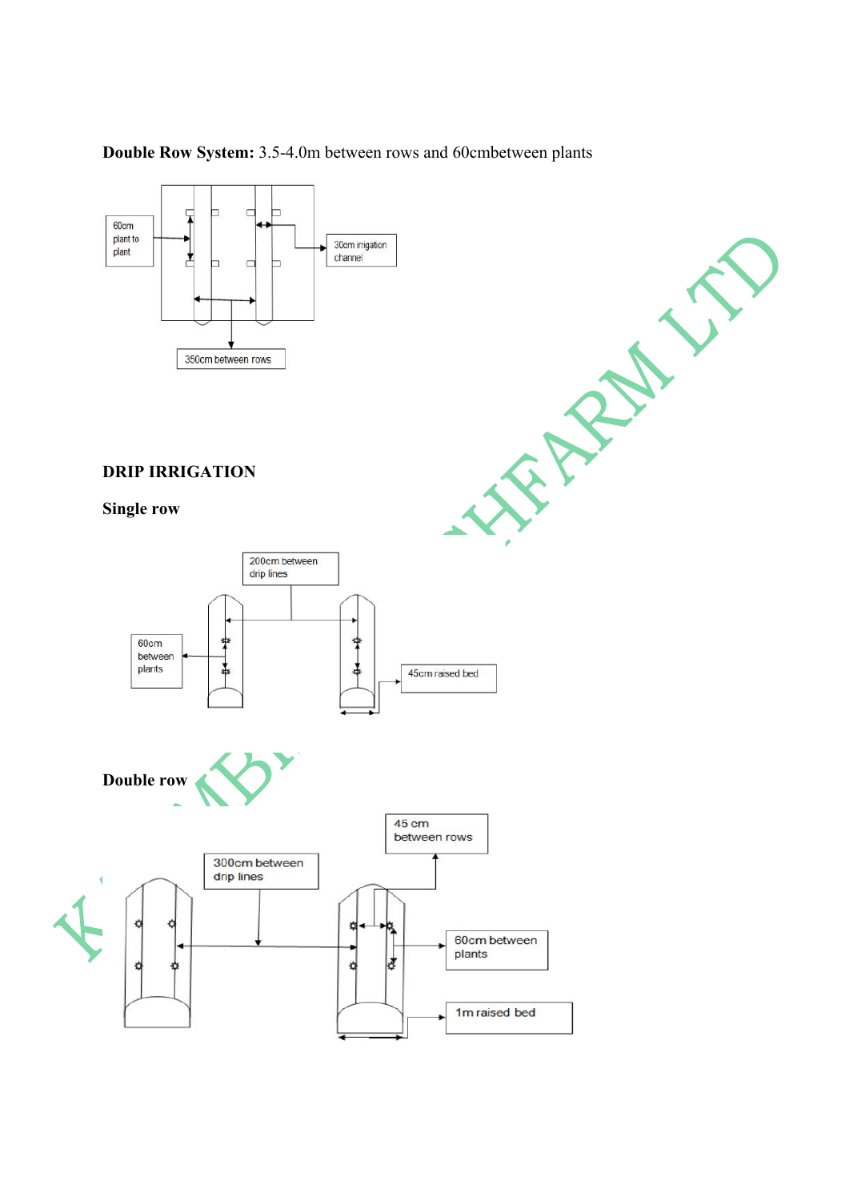**Double Row System:** 3.5-4.0m between rows and 60cmbetween plants

60cm plant to plant

30cm irrigation channel

350cm between rows

**DRIP IRRIGATION**

**Single row**

200cm between drip lines

60cm between plants

45cm raised bed

**Double row**

45 cm between rows

300cm between drip lines

60cm between plants

1m raised bed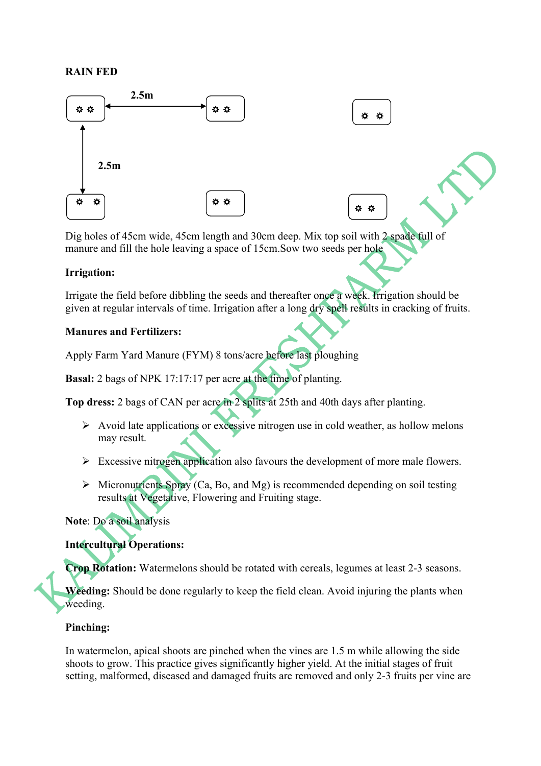**RAIN FED**

2.5m

2.5m

Dig holes of 45cm wide, 45cm length and 30cm deep. Mix top soil with 2 spade full of manure and fill the hole leaving a space of 15cm.Sow two seeds per hole

**Irrigation:**

Irrigate the field before dibbling the seeds and thereafter once a week. Irrigation should be given at regular intervals of time. Irrigation after a long dry spell results in cracking of fruits.

**Manures and Fertilizers:**

Apply Farm Yard Manure (FYM) 8 tons/acre before last ploughing

**Basal:** 2 bags of NPK 17:17:17 per acre at the time of planting.

**Top dress:** 2 bags of CAN per acre in 2 splits at 25th and 40th days after planting.

- Avoid late applications or excessive nitrogen use in cold weather, as hollow melons may result.
- Excessive nitrogen application also favours the development of more male flowers.
- Micronutrients Spray (Ca, Bo, and Mg) is recommended depending on soil testing results at Vegetative, Flowering and Fruiting stage.

**Note**: Do a soil analysis

**Intercultural Operations:**

**Crop Rotation:** Watermelons should be rotated with cereals, legumes at least 2-3 seasons.

**Weeding:** Should be done regularly to keep the field clean. Avoid injuring the plants when weeding.

**Pinching:**

In watermelon, apical shoots are pinched when the vines are 1.5 m while allowing the side shoots to grow. This practice gives significantly higher yield. At the initial stages of fruit setting, malformed, diseased and damaged fruits are removed and only 2-3 fruits per vine are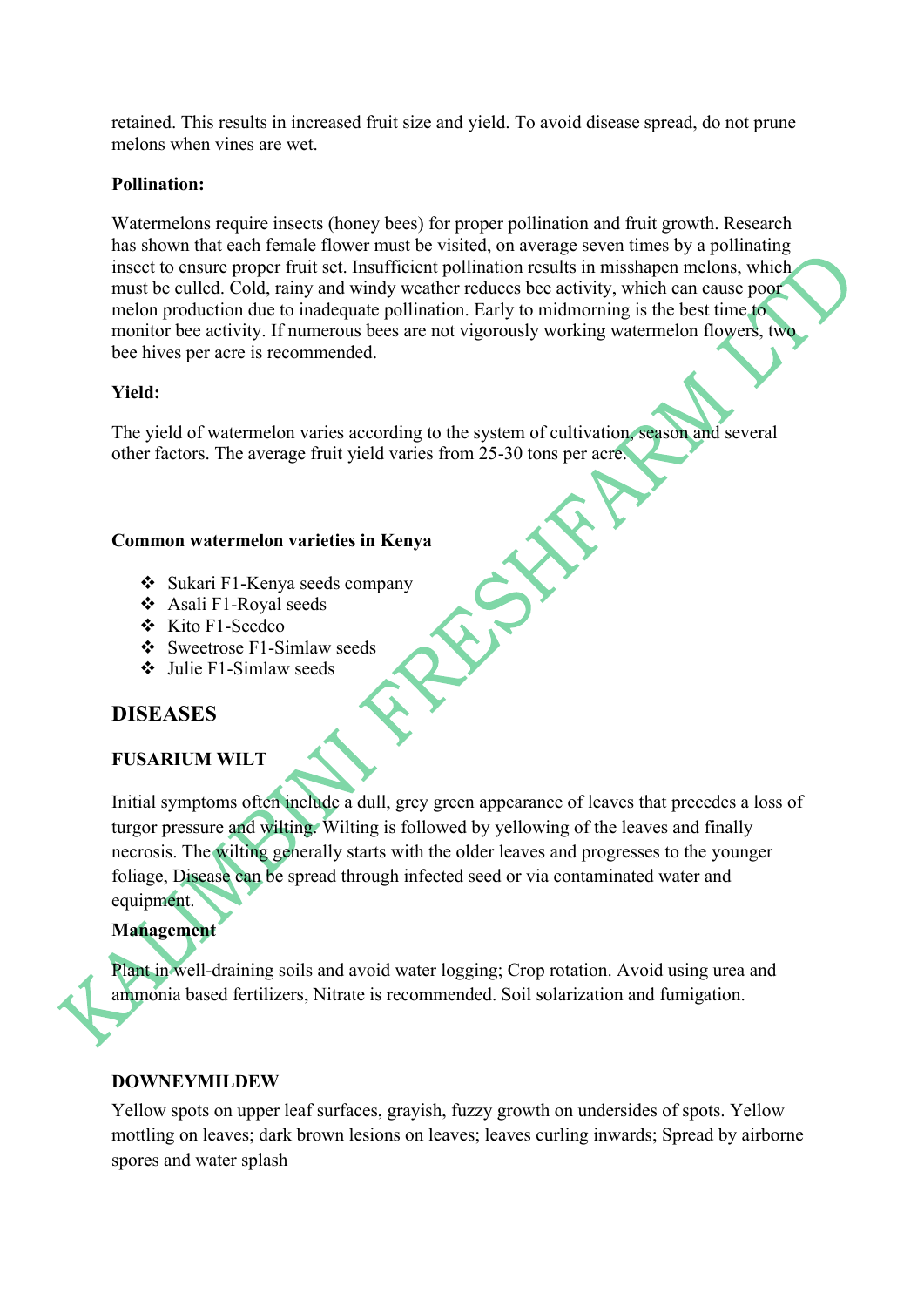retained. This results in increased fruit size and yield. To avoid disease spread, do not prune melons when vines are wet.

**Pollination:**

Watermelons require insects (honey bees) for proper pollination and fruit growth. Research has shown that each female flower must be visited, on average seven times by a pollinating insect to ensure proper fruit set. Insufficient pollination results in misshapen melons, which must be culled. Cold, rainy and windy weather reduces bee activity, which can cause poor melon production due to inadequate pollination. Early to midmorning is the best time to monitor bee activity. If numerous bees are not vigorously working watermelon flowers, two bee hives per acre is recommended.

**Yield:**

The yield of watermelon varies according to the system of cultivation, season and several other factors. The average fruit yield varies from 25-30 tons per acre.

**Common watermelon varieties in Kenya**

- Sukari F1-Kenya seeds company
- Asali F1-Royal seeds
- Kito F1-Seedco
- Sweetrose F1-Simlaw seeds
- Julie F1-Simlaw seeds

## DISEASES

### FUSARIUM WILT

Initial symptoms often include a dull, grey green appearance of leaves that precedes a loss of turgor pressure and wilting. Wilting is followed by yellowing of the leaves and finally necrosis. The wilting generally starts with the older leaves and progresses to the younger foliage, Disease can be spread through infected seed or via contaminated water and equipment.

**Management**

Plant in well-draining soils and avoid water logging; Crop rotation. Avoid using urea and ammonia based fertilizers, Nitrate is recommended. Soil solarization and fumigation.

### DOWNEYMILDEW

Yellow spots on upper leaf surfaces, grayish, fuzzy growth on undersides of spots. Yellow mottling on leaves; dark brown lesions on leaves; leaves curling inwards; Spread by airborne spores and water splash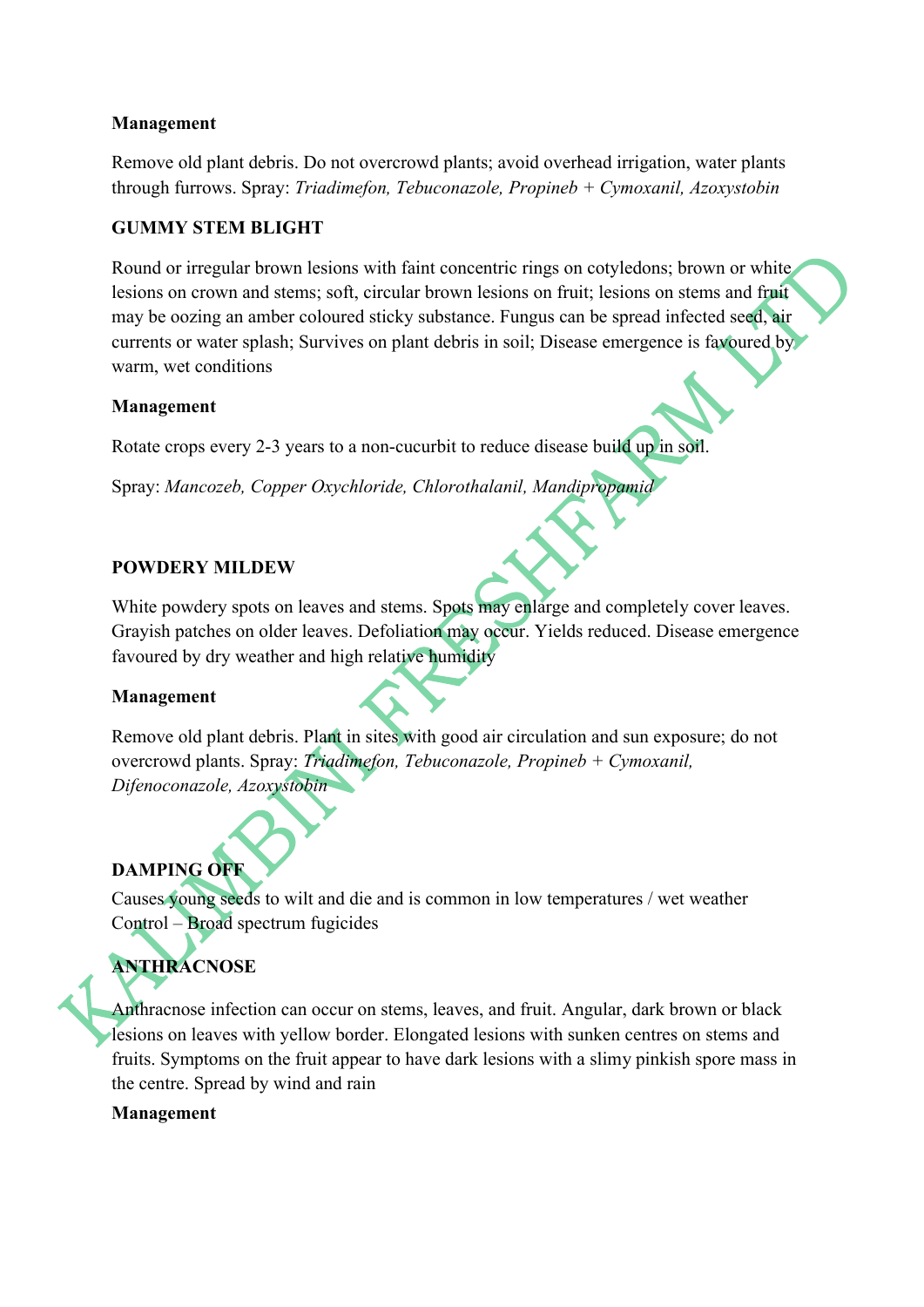**Management**

Remove old plant debris. Do not overcrowd plants; avoid overhead irrigation, water plants through furrows. Spray: *Triadimefon, Tebuconazole, Propineb + Cymoxanil, Azoxystobin*

**GUMMY STEM BLIGHT**

Round or irregular brown lesions with faint concentric rings on cotyledons; brown or white lesions on crown and stems; soft, circular brown lesions on fruit; lesions on stems and fruit may be oozing an amber coloured sticky substance. Fungus can be spread infected seed, air currents or water splash; Survives on plant debris in soil; Disease emergence is favoured by warm, wet conditions

**Management**

Rotate crops every 2-3 years to a non-cucurbit to reduce disease build up in soil.

Spray: *Mancozeb, Copper Oxychloride, Chlorothalanil, Mandipropamid*

**POWDERY MILDEW**

White powdery spots on leaves and stems. Spots may enlarge and completely cover leaves. Grayish patches on older leaves. Defoliation may occur. Yields reduced. Disease emergence favoured by dry weather and high relative humidity

**Management**

Remove old plant debris. Plant in sites with good air circulation and sun exposure; do not overcrowd plants. Spray: *Triadimefon, Tebuconazole, Propineb + Cymoxanil, Difenoconazole, Azoxystobin*

**DAMPING OFF**

Causes young seeds to wilt and die and is common in low temperatures / wet weather
Control – Broad spectrum fugicides

**ANTHRACNOSE**

Anthracnose infection can occur on stems, leaves, and fruit. Angular, dark brown or black lesions on leaves with yellow border. Elongated lesions with sunken centres on stems and fruits. Symptoms on the fruit appear to have dark lesions with a slimy pinkish spore mass in the centre. Spread by wind and rain

**Management**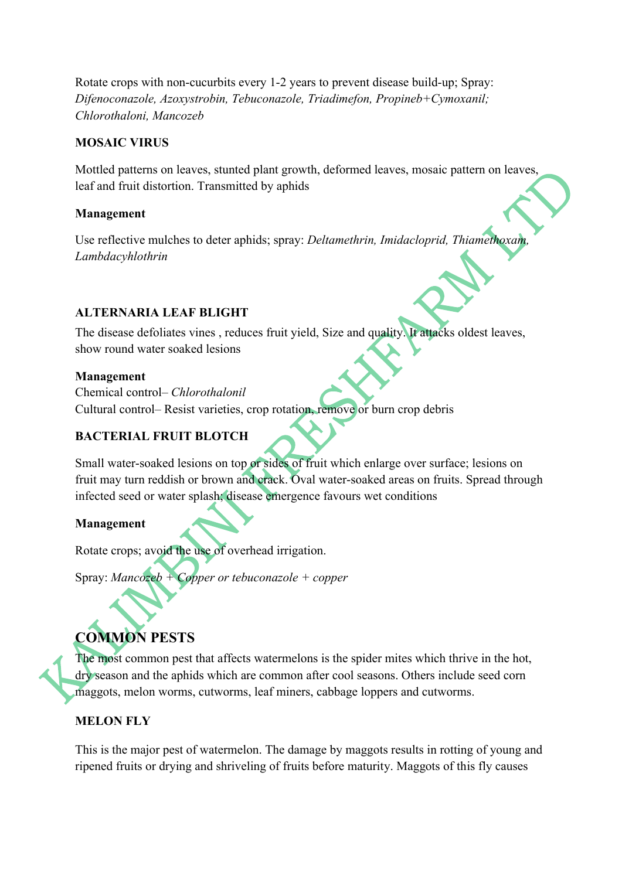Rotate crops with non-cucurbits every 1-2 years to prevent disease build-up; Spray: *Difenoconazole, Azoxystrobin, Tebuconazole, Triadimefon, Propineb+Cymoxanil; Chlorothaloni, Mancozeb*

**MOSAIC VIRUS**

Mottled patterns on leaves, stunted plant growth, deformed leaves, mosaic pattern on leaves, leaf and fruit distortion. Transmitted by aphids

**Management**

Use reflective mulches to deter aphids; spray: *Deltamethrin, Imidacloprid, Thiamethoxam, Lambdacyhlothrin*

**ALTERNARIA LEAF BLIGHT**

The disease defoliates vines , reduces fruit yield, Size and quality. It attacks oldest leaves, show round water soaked lesions

**Management**
Chemical control– *Chlorothalonil*
Cultural control– Resist varieties, crop rotation, remove or burn crop debris

**BACTERIAL FRUIT BLOTCH**

Small water-soaked lesions on top or sides of fruit which enlarge over surface; lesions on fruit may turn reddish or brown and crack. Oval water-soaked areas on fruits. Spread through infected seed or water splash; disease emergence favours wet conditions

**Management**

Rotate crops; avoid the use of overhead irrigation.

Spray: *Mancozeb + Copper or tebuconazole + copper*

## COMMON PESTS

The most common pest that affects watermelons is the spider mites which thrive in the hot, dry season and the aphids which are common after cool seasons. Others include seed corn maggots, melon worms, cutworms, leaf miners, cabbage loppers and cutworms.

**MELON FLY**

This is the major pest of watermelon. The damage by maggots results in rotting of young and ripened fruits or drying and shriveling of fruits before maturity. Maggots of this fly causes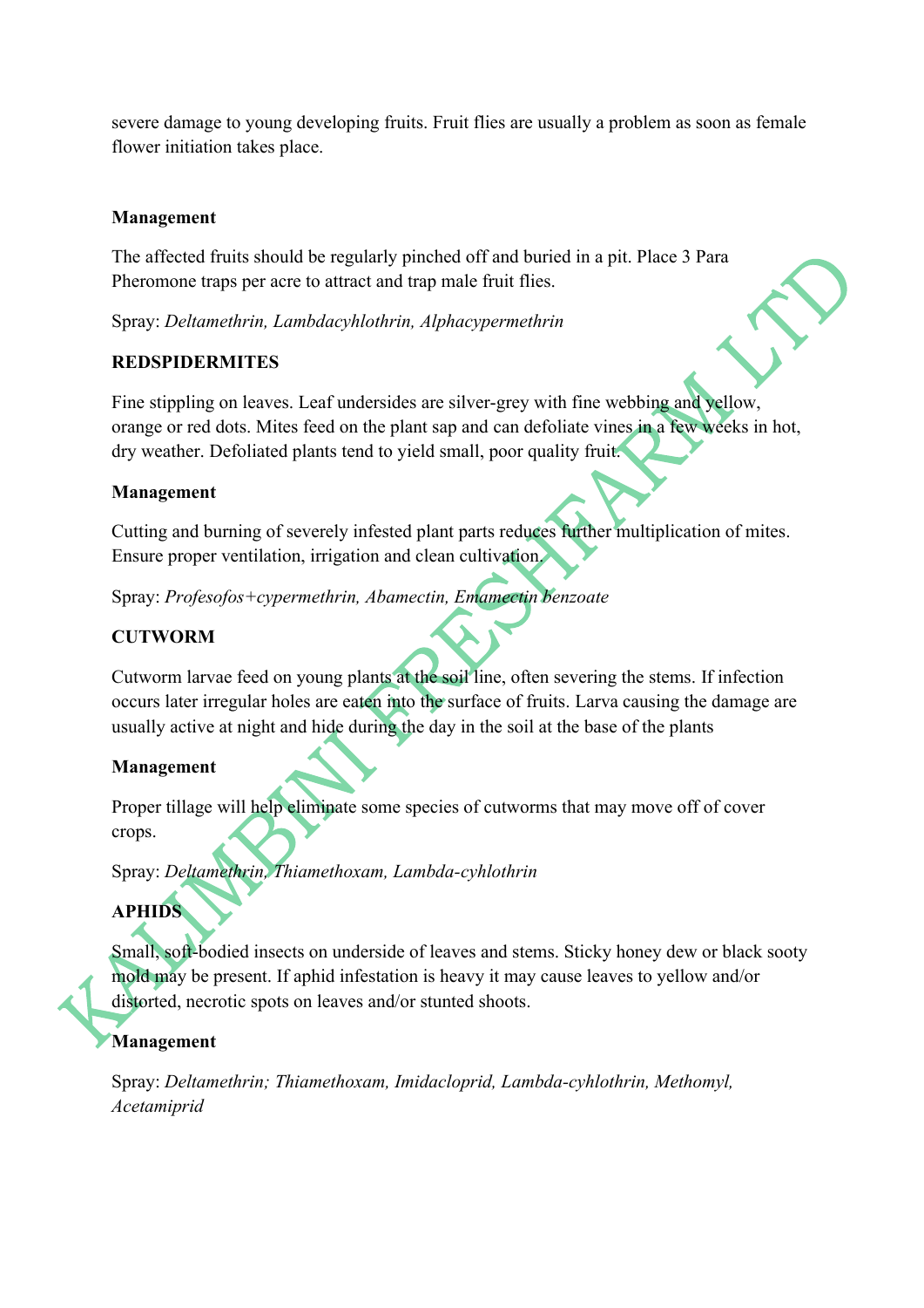severe damage to young developing fruits. Fruit flies are usually a problem as soon as female flower initiation takes place.

**Management**

The affected fruits should be regularly pinched off and buried in a pit. Place 3 Para Pheromone traps per acre to attract and trap male fruit flies.

Spray: *Deltamethrin, Lambdacyhlothrin, Alphacypermethrin*

**REDSPIDERMITES**

Fine stippling on leaves. Leaf undersides are silver-grey with fine webbing and yellow, orange or red dots. Mites feed on the plant sap and can defoliate vines in a few weeks in hot, dry weather. Defoliated plants tend to yield small, poor quality fruit.

**Management**

Cutting and burning of severely infested plant parts reduces further multiplication of mites. Ensure proper ventilation, irrigation and clean cultivation.

Spray: *Profesofos+cypermethrin, Abamectin, Emamectin benzoate*

**CUTWORM**

Cutworm larvae feed on young plants at the soil line, often severing the stems. If infection occurs later irregular holes are eaten into the surface of fruits. Larva causing the damage are usually active at night and hide during the day in the soil at the base of the plants

**Management**

Proper tillage will help eliminate some species of cutworms that may move off of cover crops.

Spray: *Deltamethrin, Thiamethoxam, Lambda-cyhlothrin*

**APHIDS**

Small, soft-bodied insects on underside of leaves and stems. Sticky honey dew or black sooty mold may be present. If aphid infestation is heavy it may cause leaves to yellow and/or distorted, necrotic spots on leaves and/or stunted shoots.

**Management**

Spray: *Deltamethrin; Thiamethoxam, Imidacloprid, Lambda-cyhlothrin, Methomyl, Acetamiprid*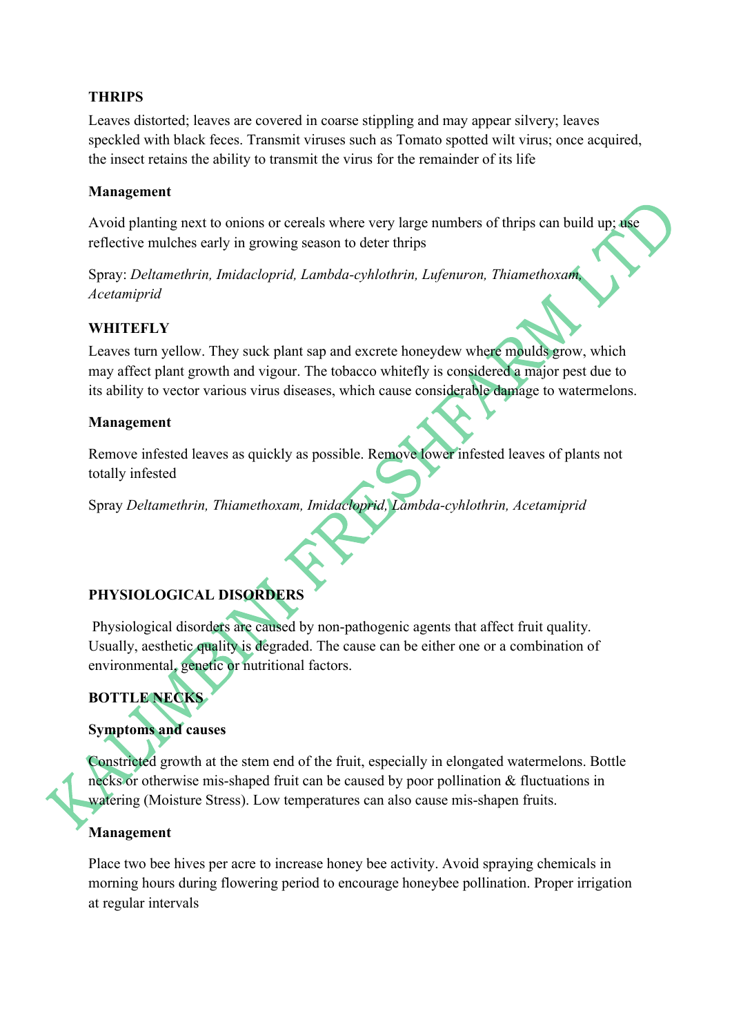**THRIPS**

Leaves distorted; leaves are covered in coarse stippling and may appear silvery; leaves speckled with black feces. Transmit viruses such as Tomato spotted wilt virus; once acquired, the insect retains the ability to transmit the virus for the remainder of its life

**Management**

Avoid planting next to onions or cereals where very large numbers of thrips can build up; use reflective mulches early in growing season to deter thrips

Spray: *Deltamethrin, Imidacloprid, Lambda-cyhlothrin, Lufenuron, Thiamethoxam, Acetamiprid*

**WHITEFLY**

Leaves turn yellow. They suck plant sap and excrete honeydew where moulds grow, which may affect plant growth and vigour. The tobacco whitefly is considered a major pest due to its ability to vector various virus diseases, which cause considerable damage to watermelons.

**Management**

Remove infested leaves as quickly as possible. Remove lower infested leaves of plants not totally infested

Spray *Deltamethrin, Thiamethoxam, Imidacloprid, Lambda-cyhlothrin, Acetamiprid*

**PHYSIOLOGICAL DISORDERS**

Physiological disorders are caused by non-pathogenic agents that affect fruit quality. Usually, aesthetic quality is degraded. The cause can be either one or a combination of environmental, genetic or nutritional factors.

**BOTTLE NECKS**

**Symptoms and causes**

Constricted growth at the stem end of the fruit, especially in elongated watermelons. Bottle necks or otherwise mis-shaped fruit can be caused by poor pollination & fluctuations in watering (Moisture Stress). Low temperatures can also cause mis-shapen fruits.

**Management**

Place two bee hives per acre to increase honey bee activity. Avoid spraying chemicals in morning hours during flowering period to encourage honeybee pollination. Proper irrigation at regular intervals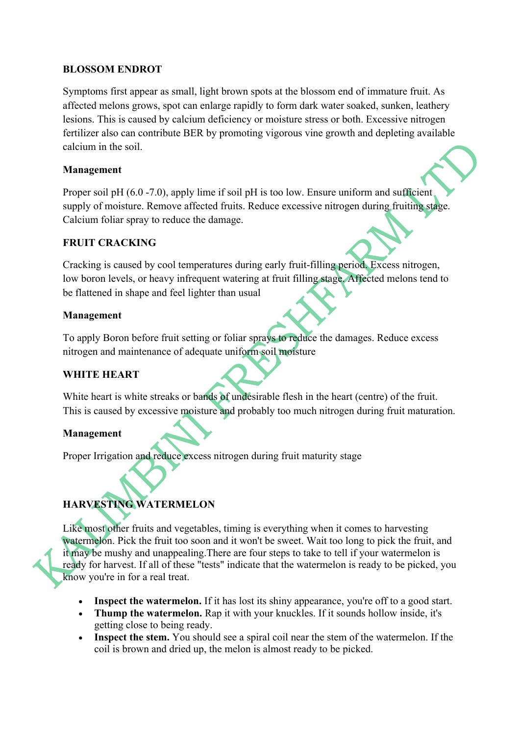**BLOSSOM ENDROT**

Symptoms first appear as small, light brown spots at the blossom end of immature fruit. As affected melons grows, spot can enlarge rapidly to form dark water soaked, sunken, leathery lesions. This is caused by calcium deficiency or moisture stress or both. Excessive nitrogen fertilizer also can contribute BER by promoting vigorous vine growth and depleting available calcium in the soil.

**Management**

Proper soil pH (6.0 -7.0), apply lime if soil pH is too low. Ensure uniform and sufficient supply of moisture. Remove affected fruits. Reduce excessive nitrogen during fruiting stage. Calcium foliar spray to reduce the damage.

**FRUIT CRACKING**

Cracking is caused by cool temperatures during early fruit-filling period. Excess nitrogen, low boron levels, or heavy infrequent watering at fruit filling stage. Affected melons tend to be flattened in shape and feel lighter than usual

**Management**

To apply Boron before fruit setting or foliar sprays to reduce the damages. Reduce excess nitrogen and maintenance of adequate uniform soil moisture

**WHITE HEART**

White heart is white streaks or bands of undesirable flesh in the heart (centre) of the fruit. This is caused by excessive moisture and probably too much nitrogen during fruit maturation.

**Management**

Proper Irrigation and reduce excess nitrogen during fruit maturity stage

**HARVESTING WATERMELON**

Like most other fruits and vegetables, timing is everything when it comes to harvesting watermelon. Pick the fruit too soon and it won't be sweet. Wait too long to pick the fruit, and it may be mushy and unappealing.There are four steps to take to tell if your watermelon is ready for harvest. If all of these "tests" indicate that the watermelon is ready to be picked, you know you're in for a real treat.

- **Inspect the watermelon.** If it has lost its shiny appearance, you're off to a good start.
- **Thump the watermelon.** Rap it with your knuckles. If it sounds hollow inside, it's getting close to being ready.
- **Inspect the stem.** You should see a spiral coil near the stem of the watermelon. If the coil is brown and dried up, the melon is almost ready to be picked.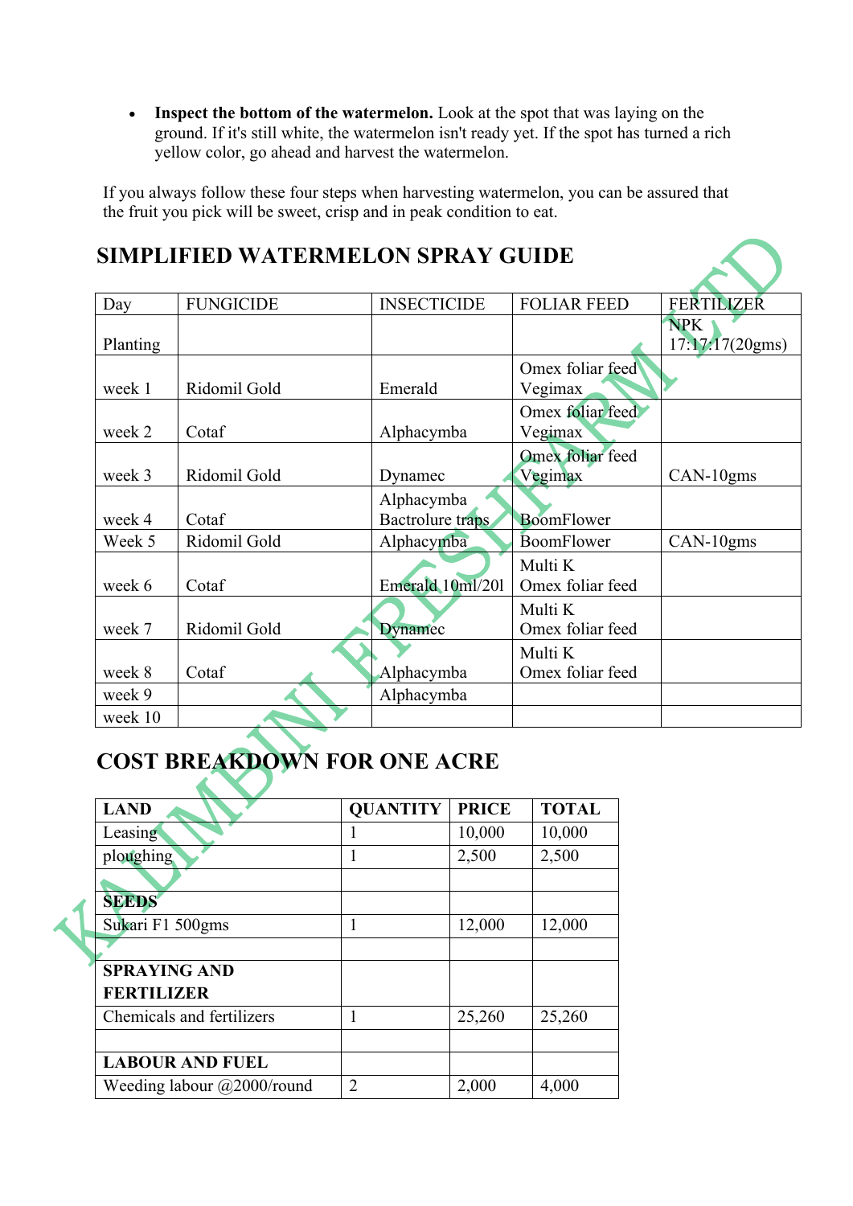- **Inspect the bottom of the watermelon.** Look at the spot that was laying on the ground. If it's still white, the watermelon isn't ready yet. If the spot has turned a rich yellow color, go ahead and harvest the watermelon.

If you always follow these four steps when harvesting watermelon, you can be assured that the fruit you pick will be sweet, crisp and in peak condition to eat.

## SIMPLIFIED WATERMELON SPRAY GUIDE

| Day | FUNGICIDE | INSECTICIDE | FOLIAR FEED | FERTILIZER |
|---|---|---|---|---|
| Planting | | | | NPK 17:17:17(20gms) |
| week 1 | Ridomil Gold | Emerald | Omex foliar feed Vegimax | |
| week 2 | Cotaf | Alphacymba | Omex foliar feed Vegimax | |
| week 3 | Ridomil Gold | Dynamec | Omex foliar feed Vegimax | CAN-10gms |
| week 4 | Cotaf | Alphacymba Bactrolure traps | BoomFlower | |
| Week 5 | Ridomil Gold | Alphacymba | BoomFlower | CAN-10gms |
| week 6 | Cotaf | Emerald 10ml/20l | Multi K Omex foliar feed | |
| week 7 | Ridomil Gold | Dynamec | Multi K Omex foliar feed | |
| week 8 | Cotaf | Alphacymba | Multi K Omex foliar feed | |
| week 9 | | Alphacymba | | |
| week 10 | | | | |

## COST BREAKDOWN FOR ONE ACRE

| LAND | QUANTITY | PRICE | TOTAL |
|---|---|---|---|
| Leasing | 1 | 10,000 | 10,000 |
| ploughing | 1 | 2,500 | 2,500 |
| | | | |
| **SEEDS** | | | |
| Sukari F1 500gms | 1 | 12,000 | 12,000 |
| | | | |
| **SPRAYING AND FERTILIZER** | | | |
| Chemicals and fertilizers | 1 | 25,260 | 25,260 |
| | | | |
| **LABOUR AND FUEL** | | | |
| Weeding labour @2000/round | 2 | 2,000 | 4,000 |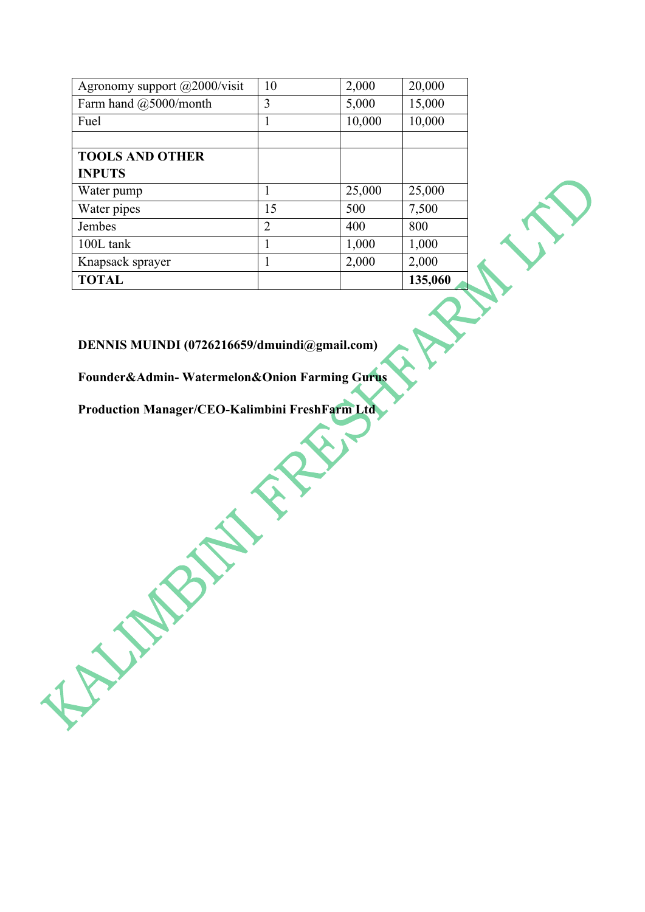| | | | |
|---|---|---|---|
| Agronomy support @2000/visit | 10 | 2,000 | 20,000 |
| Farm hand @5000/month | 3 | 5,000 | 15,000 |
| Fuel | 1 | 10,000 | 10,000 |
| | | | |
| **TOOLS AND OTHER INPUTS** | | | |
| Water pump | 1 | 25,000 | 25,000 |
| Water pipes | 15 | 500 | 7,500 |
| Jembes | 2 | 400 | 800 |
| 100L tank | 1 | 1,000 | 1,000 |
| Knapsack sprayer | 1 | 2,000 | 2,000 |
| **TOTAL** | | | **135,060** |

**DENNIS MUINDI (0726216659/dmuindi@gmail.com)**

**Founder&Admin- Watermelon&Onion Farming Gurus**

**Production Manager/CEO-Kalimbini FreshFarm Ltd**